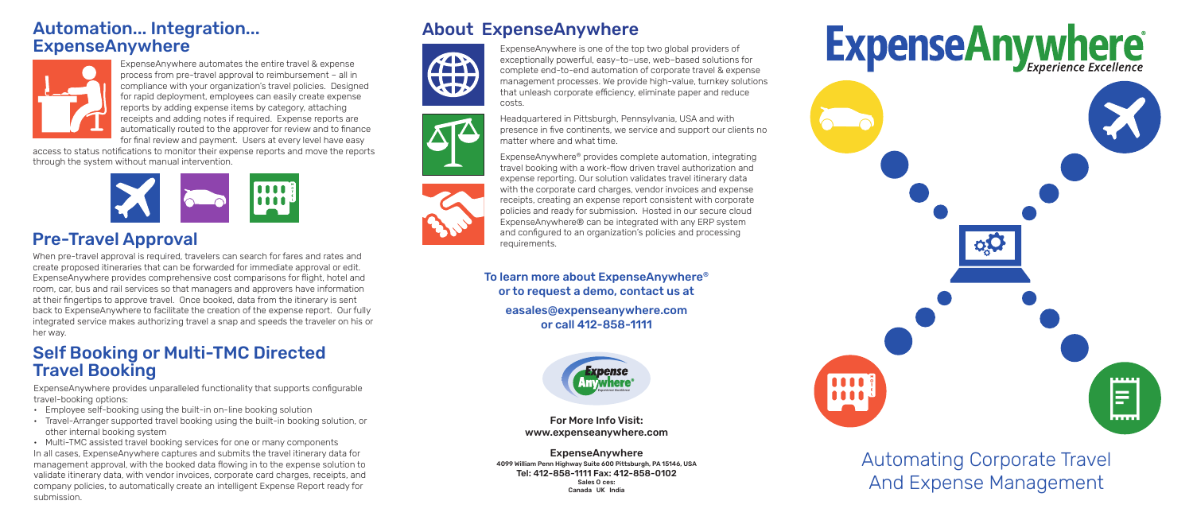## Automation... Integration... ExpenseAnywhere

ExpenseAnywhere automates the entire travel & expense process from pre-travel approval to reimbursement – all in compliance with your organization's travel policies. Designed for rapid deployment, employees can easily create expense reports by adding expense items by category, attaching receipts and adding notes if required. Expense reports are automatically routed to the approver for review and to finance for final review and payment. Users at every level have easy access to status notifications to monitor their expense reports and move the reports through the system without manual intervention.

## Pre-Travel Approval

When pre-travel approval is required, travelers can search for fares and rates and create proposed itineraries that can be forwarded for immediate approval or edit. ExpenseAnywhere provides comprehensive cost comparisons for flight, hotel and room, car, bus and rail services so that managers and approvers have information at their fingertips to approve travel. Once booked, data from the itinerary is sent back to ExpenseAnywhere to facilitate the creation of the expense report. Our fully integrated service makes authorizing travel a snap and speeds the traveler on his or her way.

## Self Booking or Multi-TMC Directed Travel Booking

ExpenseAnywhere provides unparalleled functionality that supports configurable travel-booking options:

- Employee self-booking using the built-in on-line booking solution
- Travel-Arranger supported travel booking using the built-in booking solution, or other internal booking system
- Multi-TMC assisted travel booking services for one or many components

In all cases, ExpenseAnywhere captures and submits the travel itinerary data for management approval, with the booked data flowing in to the expense solution to validate itinerary data, with vendor invoices, corporate card charges, receipts, and company policies, to automatically create an intelligent Expense Report ready for submission.

## About ExpenseAnywhere

ExpenseAnywhere is one of the top two global providers of exceptionally powerful, easy–to–use, web–based solutions for complete end–to–end automation of corporate travel & expense management processes. We provide high-value, turnkey solutions that unleash corporate efficiency, eliminate paper and reduce costs.

Headquartered in Pittsburgh, Pennsylvania, USA and with presence in five continents, we service and support our clients no matter where and what time.

ExpenseAnywhere® provides complete automation, integrating travel booking with a work-flow driven travel authorization and expense reporting. Our solution validates travel itinerary data with the corporate card charges, vendor invoices and expense receipts, creating an expense report consistent with corporate policies and ready for submission. Hosted in our secure cloud ExpenseAnywhere® can be integrated with any ERP system and configured to an organization's policies and processing requirements.

**To learn more about ExpenseAnywhere® or to request a demo, contact us at**

**easales@expenseanywhere.com or call 412-858-1111**

**For More Info Visit: www.expenseanywhere.com**

**ExpenseAnywhere**
4099 William Penn Highway Suite 600 Pittsburgh, PA 15146, USA
Tel: 412-858-1111 Fax: 412-858-0102
Sales O ces:
Canada UK India

# ExpenseAnywhere®

*Experience Excellence*

Automating Corporate Travel And Expense Management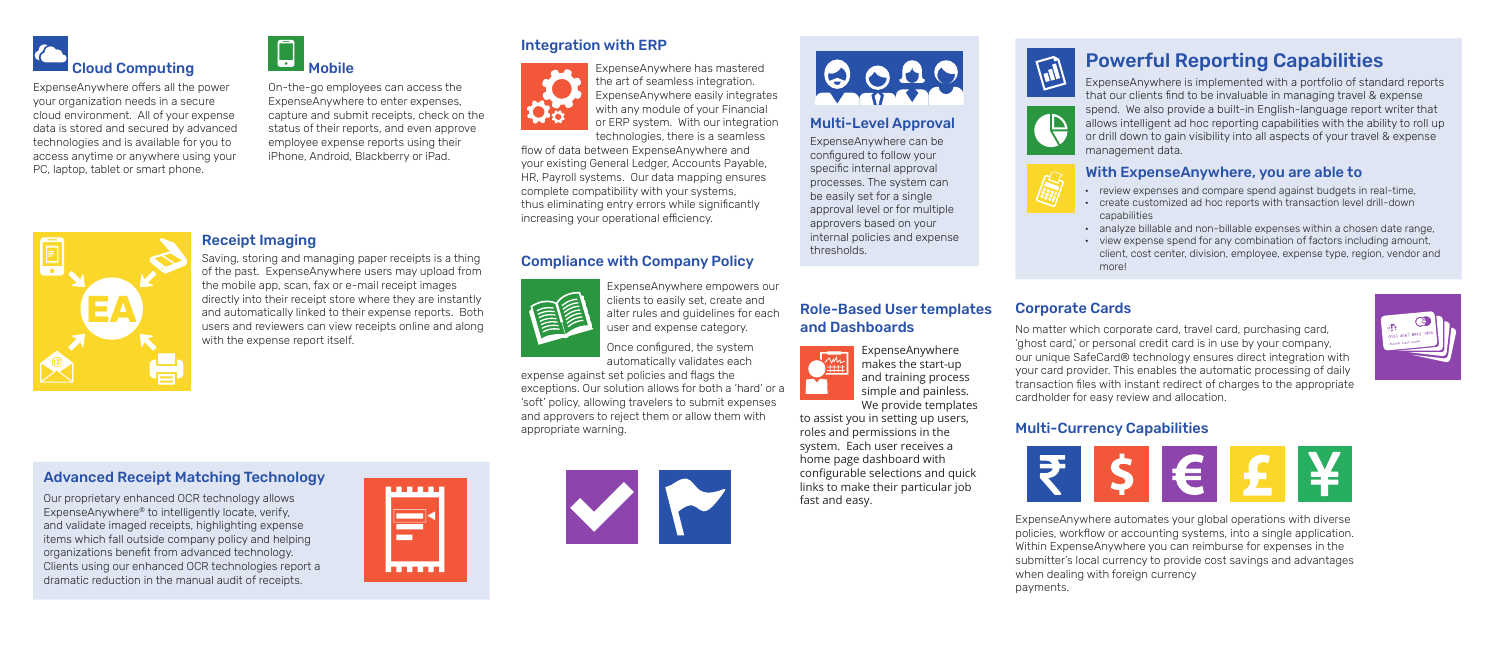## Cloud Computing

ExpenseAnywhere offers all the power your organization needs in a secure cloud environment. All of your expense data is stored and secured by advanced technologies and is available for you to access anytime or anywhere using your PC, laptop, tablet or smart phone.

## Mobile

On-the-go employees can access the ExpenseAnywhere to enter expenses, capture and submit receipts, check on the status of their reports, and even approve employee expense reports using their iPhone, Android, Blackberry or iPad.

## Receipt Imaging

Saving, storing and managing paper receipts is a thing of the past. ExpenseAnywhere users may upload from the mobile app, scan, fax or e-mail receipt images directly into their receipt store where they are instantly and automatically linked to their expense reports. Both users and reviewers can view receipts online and along with the expense report itself.

## Advanced Receipt Matching Technology

Our proprietary enhanced OCR technology allows ExpenseAnywhere® to intelligently locate, verify, and validate imaged receipts, highlighting expense items which fall outside company policy and helping organizations benefit from advanced technology. Clients using our enhanced OCR technologies report a dramatic reduction in the manual audit of receipts.

## Integration with ERP

ExpenseAnywhere has mastered the art of seamless integration. ExpenseAnywhere easily integrates with any module of your Financial or ERP system. With our integration technologies, there is a seamless flow of data between ExpenseAnywhere and your existing General Ledger, Accounts Payable, HR, Payroll systems. Our data mapping ensures complete compatibility with your systems, thus eliminating entry errors while significantly increasing your operational efficiency.

## Compliance with Company Policy

ExpenseAnywhere empowers our clients to easily set, create and alter rules and guidelines for each user and expense category.

Once configured, the system automatically validates each expense against set policies and flags the exceptions. Our solution allows for both a 'hard' or a 'soft' policy, allowing travelers to submit expenses and approvers to reject them or allow them with appropriate warning.

## Multi-Level Approval

ExpenseAnywhere can be configured to follow your specific internal approval processes. The system can be easily set for a single approval level or for multiple approvers based on your internal policies and expense thresholds.

## Role-Based User templates and Dashboards

ExpenseAnywhere makes the start-up and training process simple and painless. We provide templates to assist you in setting up users, roles and permissions in the system. Each user receives a home page dashboard with configurable selections and quick links to make their particular job fast and easy.

## Powerful Reporting Capabilities

ExpenseAnywhere is implemented with a portfolio of standard reports that our clients find to be invaluable in managing travel & expense spend. We also provide a built-in English-language report writer that allows intelligent ad hoc reporting capabilities with the ability to roll up or drill down to gain visibility into all aspects of your travel & expense management data.

### With ExpenseAnywhere, you are able to

- review expenses and compare spend against budgets in real-time,
- create customized ad hoc reports with transaction level drill-down capabilities
- analyze billable and non-billable expenses within a chosen date range,
- view expense spend for any combination of factors including amount, client, cost center, division, employee, expense type, region, vendor and more!

## Corporate Cards

No matter which corporate card, travel card, purchasing card, 'ghost card,' or personal credit card is in use by your company, our unique SafeCard® technology ensures direct integration with your card provider. This enables the automatic processing of daily transaction files with instant redirect of charges to the appropriate cardholder for easy review and allocation.

## Multi-Currency Capabilities

₹ $ € £ ¥

ExpenseAnywhere automates your global operations with diverse policies, workflow or accounting systems, into a single application. Within ExpenseAnywhere you can reimburse for expenses in the submitter's local currency to provide cost savings and advantages when dealing with foreign currency payments.